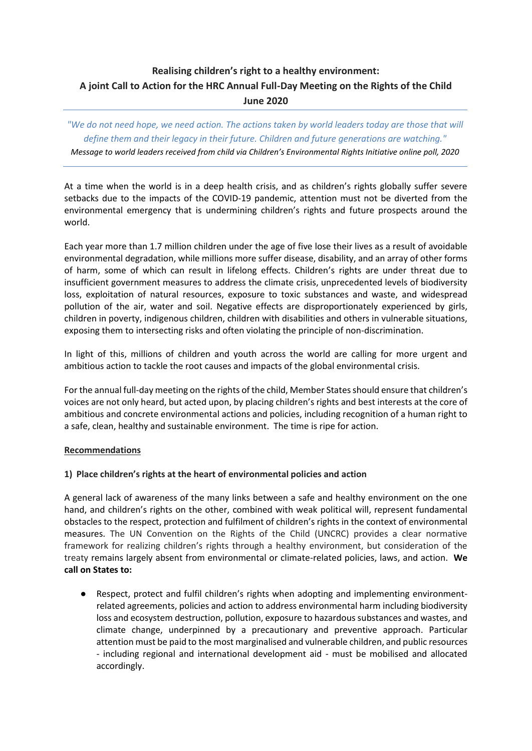# Realising children's right to a healthy environment: A joint Call to Action for the HRC Annual Full-Day Meeting on the Rights of the Child June 2020

---

*"We do not need hope, we need action. The actions taken by world leaders today are those that will define them and their legacy in their future. Children and future generations are watching."*

*Message to world leaders received from child via Children's Environmental Rights Initiative online poll, 2020*

---

At a time when the world is in a deep health crisis, and as children's rights globally suffer severe setbacks due to the impacts of the COVID-19 pandemic, attention must not be diverted from the environmental emergency that is undermining children's rights and future prospects around the world.

Each year more than 1.7 million children under the age of five lose their lives as a result of avoidable environmental degradation, while millions more suffer disease, disability, and an array of other forms of harm, some of which can result in lifelong effects. Children's rights are under threat due to insufficient government measures to address the climate crisis, unprecedented levels of biodiversity loss, exploitation of natural resources, exposure to toxic substances and waste, and widespread pollution of the air, water and soil. Negative effects are disproportionately experienced by girls, children in poverty, indigenous children, children with disabilities and others in vulnerable situations, exposing them to intersecting risks and often violating the principle of non-discrimination.

In light of this, millions of children and youth across the world are calling for more urgent and ambitious action to tackle the root causes and impacts of the global environmental crisis.

For the annual full-day meeting on the rights of the child, Member States should ensure that children's voices are not only heard, but acted upon, by placing children's rights and best interests at the core of ambitious and concrete environmental actions and policies, including recognition of a human right to a safe, clean, healthy and sustainable environment. The time is ripe for action.

## Recommendations

### 1) Place children's rights at the heart of environmental policies and action

A general lack of awareness of the many links between a safe and healthy environment on the one hand, and children's rights on the other, combined with weak political will, represent fundamental obstacles to the respect, protection and fulfilment of children's rights in the context of environmental measures. The UN Convention on the Rights of the Child (UNCRC) provides a clear normative framework for realizing children's rights through a healthy environment, but consideration of the treaty remains largely absent from environmental or climate-related policies, laws, and action. **We call on States to:**

- Respect, protect and fulfil children's rights when adopting and implementing environment-related agreements, policies and action to address environmental harm including biodiversity loss and ecosystem destruction, pollution, exposure to hazardous substances and wastes, and climate change, underpinned by a precautionary and preventive approach. Particular attention must be paid to the most marginalised and vulnerable children, and public resources - including regional and international development aid - must be mobilised and allocated accordingly.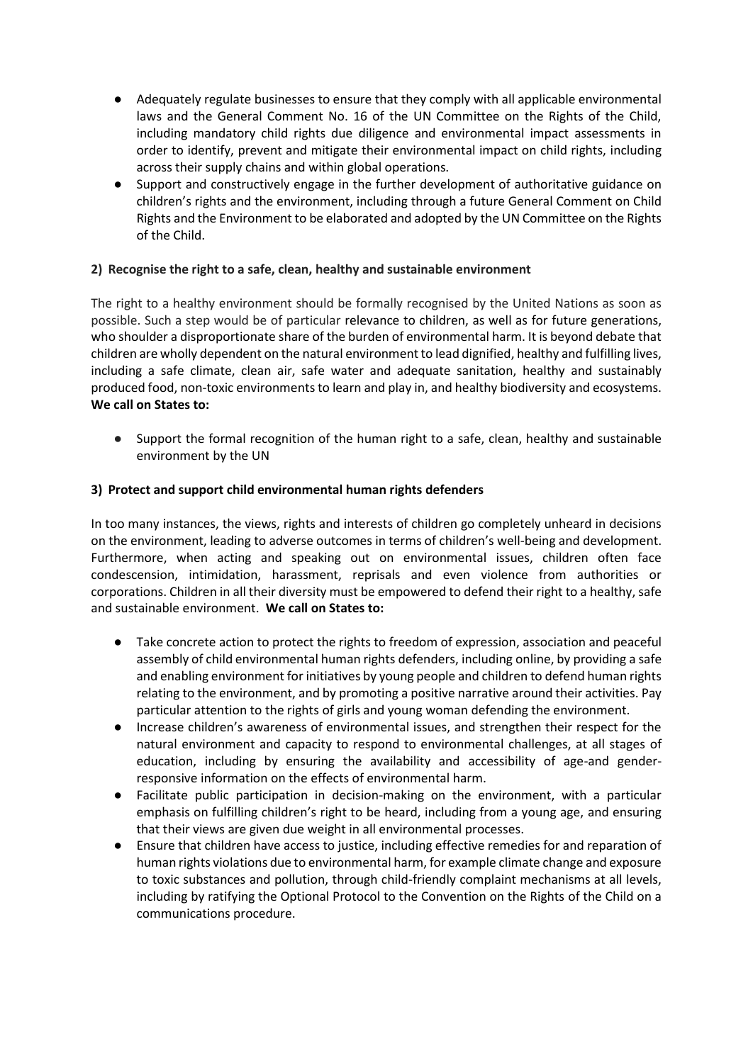- Adequately regulate businesses to ensure that they comply with all applicable environmental laws and the General Comment No. 16 of the UN Committee on the Rights of the Child, including mandatory child rights due diligence and environmental impact assessments in order to identify, prevent and mitigate their environmental impact on child rights, including across their supply chains and within global operations.
- Support and constructively engage in the further development of authoritative guidance on children's rights and the environment, including through a future General Comment on Child Rights and the Environment to be elaborated and adopted by the UN Committee on the Rights of the Child.

### 2) Recognise the right to a safe, clean, healthy and sustainable environment

The right to a healthy environment should be formally recognised by the United Nations as soon as possible. Such a step would be of particular relevance to children, as well as for future generations, who shoulder a disproportionate share of the burden of environmental harm. It is beyond debate that children are wholly dependent on the natural environment to lead dignified, healthy and fulfilling lives, including a safe climate, clean air, safe water and adequate sanitation, healthy and sustainably produced food, non-toxic environments to learn and play in, and healthy biodiversity and ecosystems. **We call on States to:**

- Support the formal recognition of the human right to a safe, clean, healthy and sustainable environment by the UN

### 3) Protect and support child environmental human rights defenders

In too many instances, the views, rights and interests of children go completely unheard in decisions on the environment, leading to adverse outcomes in terms of children's well-being and development. Furthermore, when acting and speaking out on environmental issues, children often face condescension, intimidation, harassment, reprisals and even violence from authorities or corporations. Children in all their diversity must be empowered to defend their right to a healthy, safe and sustainable environment. **We call on States to:**

- Take concrete action to protect the rights to freedom of expression, association and peaceful assembly of child environmental human rights defenders, including online, by providing a safe and enabling environment for initiatives by young people and children to defend human rights relating to the environment, and by promoting a positive narrative around their activities. Pay particular attention to the rights of girls and young woman defending the environment.
- Increase children's awareness of environmental issues, and strengthen their respect for the natural environment and capacity to respond to environmental challenges, at all stages of education, including by ensuring the availability and accessibility of age-and gender-responsive information on the effects of environmental harm.
- Facilitate public participation in decision-making on the environment, with a particular emphasis on fulfilling children's right to be heard, including from a young age, and ensuring that their views are given due weight in all environmental processes.
- Ensure that children have access to justice, including effective remedies for and reparation of human rights violations due to environmental harm, for example climate change and exposure to toxic substances and pollution, through child-friendly complaint mechanisms at all levels, including by ratifying the Optional Protocol to the Convention on the Rights of the Child on a communications procedure.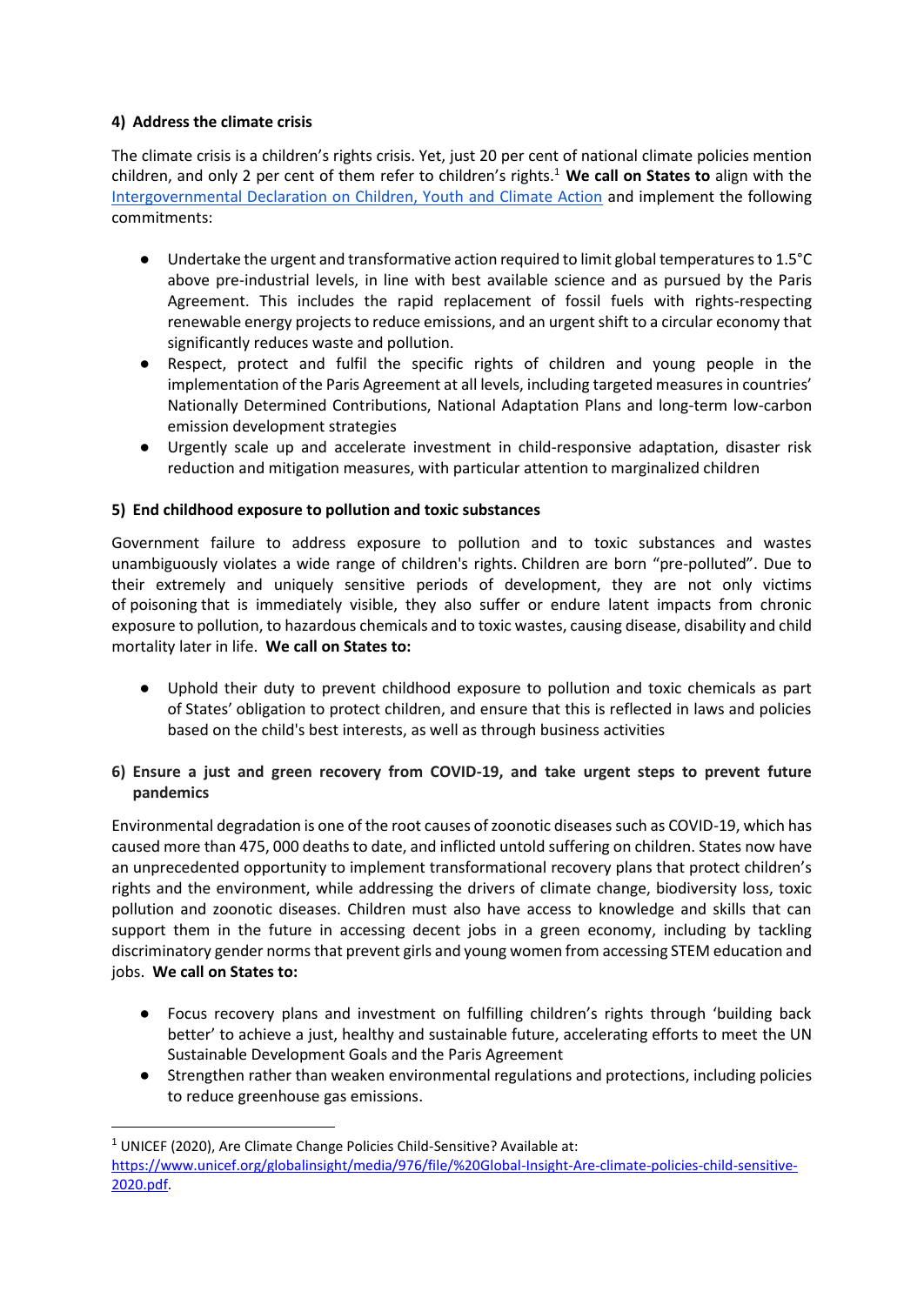#### 4) Address the climate crisis

The climate crisis is a children's rights crisis. Yet, just 20 per cent of national climate policies mention children, and only 2 per cent of them refer to children's rights.[1] **We call on States to** align with the [Intergovernmental Declaration on Children, Youth and Climate Action](#) and implement the following commitments:

- Undertake the urgent and transformative action required to limit global temperatures to 1.5°C above pre-industrial levels, in line with best available science and as pursued by the Paris Agreement. This includes the rapid replacement of fossil fuels with rights-respecting renewable energy projects to reduce emissions, and an urgent shift to a circular economy that significantly reduces waste and pollution.
- Respect, protect and fulfil the specific rights of children and young people in the implementation of the Paris Agreement at all levels, including targeted measures in countries' Nationally Determined Contributions, National Adaptation Plans and long-term low-carbon emission development strategies
- Urgently scale up and accelerate investment in child-responsive adaptation, disaster risk reduction and mitigation measures, with particular attention to marginalized children

#### 5) End childhood exposure to pollution and toxic substances

Government failure to address exposure to pollution and to toxic substances and wastes unambiguously violates a wide range of children's rights. Children are born "pre-polluted". Due to their extremely and uniquely sensitive periods of development, they are not only victims of poisoning that is immediately visible, they also suffer or endure latent impacts from chronic exposure to pollution, to hazardous chemicals and to toxic wastes, causing disease, disability and child mortality later in life. **We call on States to:**

- Uphold their duty to prevent childhood exposure to pollution and toxic chemicals as part of States' obligation to protect children, and ensure that this is reflected in laws and policies based on the child's best interests, as well as through business activities

#### 6) Ensure a just and green recovery from COVID-19, and take urgent steps to prevent future pandemics

Environmental degradation is one of the root causes of zoonotic diseases such as COVID-19, which has caused more than 475, 000 deaths to date, and inflicted untold suffering on children. States now have an unprecedented opportunity to implement transformational recovery plans that protect children's rights and the environment, while addressing the drivers of climate change, biodiversity loss, toxic pollution and zoonotic diseases. Children must also have access to knowledge and skills that can support them in the future in accessing decent jobs in a green economy, including by tackling discriminatory gender norms that prevent girls and young women from accessing STEM education and jobs. **We call on States to:**

- Focus recovery plans and investment on fulfilling children's rights through 'building back better' to achieve a just, healthy and sustainable future, accelerating efforts to meet the UN Sustainable Development Goals and the Paris Agreement
- Strengthen rather than weaken environmental regulations and protections, including policies to reduce greenhouse gas emissions.

---

[1] UNICEF (2020), Are Climate Change Policies Child-Sensitive? Available at: https://www.unicef.org/globalinsight/media/976/file/%20Global-Insight-Are-climate-policies-child-sensitive-2020.pdf.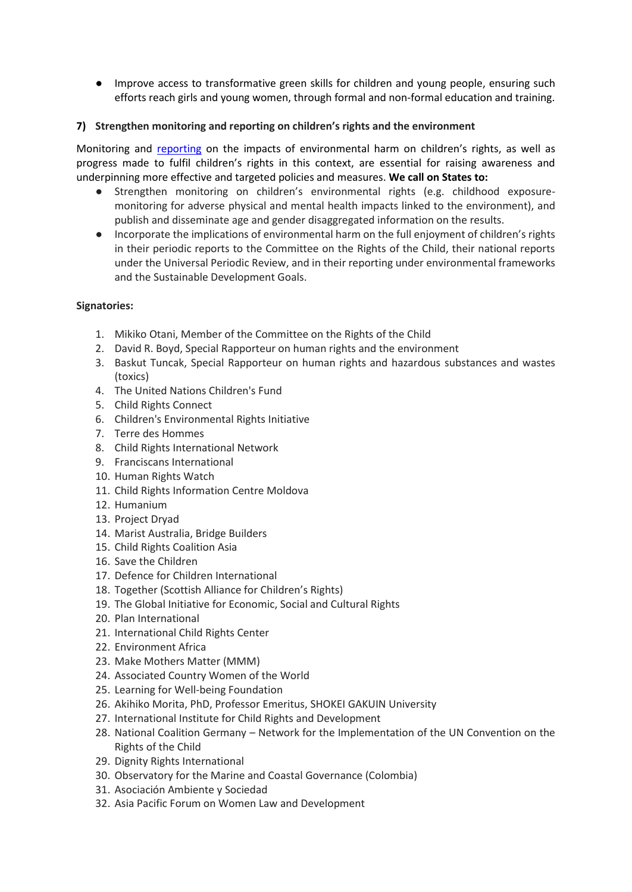- Improve access to transformative green skills for children and young people, ensuring such efforts reach girls and young women, through formal and non-formal education and training.

**7) Strengthen monitoring and reporting on children's rights and the environment**

Monitoring and reporting on the impacts of environmental harm on children's rights, as well as progress made to fulfil children's rights in this context, are essential for raising awareness and underpinning more effective and targeted policies and measures. **We call on States to:**

- Strengthen monitoring on children's environmental rights (e.g. childhood exposure-monitoring for adverse physical and mental health impacts linked to the environment), and publish and disseminate age and gender disaggregated information on the results.
- Incorporate the implications of environmental harm on the full enjoyment of children's rights in their periodic reports to the Committee on the Rights of the Child, their national reports under the Universal Periodic Review, and in their reporting under environmental frameworks and the Sustainable Development Goals.

**Signatories:**

1. Mikiko Otani, Member of the Committee on the Rights of the Child
2. David R. Boyd, Special Rapporteur on human rights and the environment
3. Baskut Tuncak, Special Rapporteur on human rights and hazardous substances and wastes (toxics)
4. The United Nations Children's Fund
5. Child Rights Connect
6. Children's Environmental Rights Initiative
7. Terre des Hommes
8. Child Rights International Network
9. Franciscans International
10. Human Rights Watch
11. Child Rights Information Centre Moldova
12. Humanium
13. Project Dryad
14. Marist Australia, Bridge Builders
15. Child Rights Coalition Asia
16. Save the Children
17. Defence for Children International
18. Together (Scottish Alliance for Children's Rights)
19. The Global Initiative for Economic, Social and Cultural Rights
20. Plan International
21. International Child Rights Center
22. Environment Africa
23. Make Mothers Matter (MMM)
24. Associated Country Women of the World
25. Learning for Well-being Foundation
26. Akihiko Morita, PhD, Professor Emeritus, SHOKEI GAKUIN University
27. International Institute for Child Rights and Development
28. National Coalition Germany – Network for the Implementation of the UN Convention on the Rights of the Child
29. Dignity Rights International
30. Observatory for the Marine and Coastal Governance (Colombia)
31. Asociación Ambiente y Sociedad
32. Asia Pacific Forum on Women Law and Development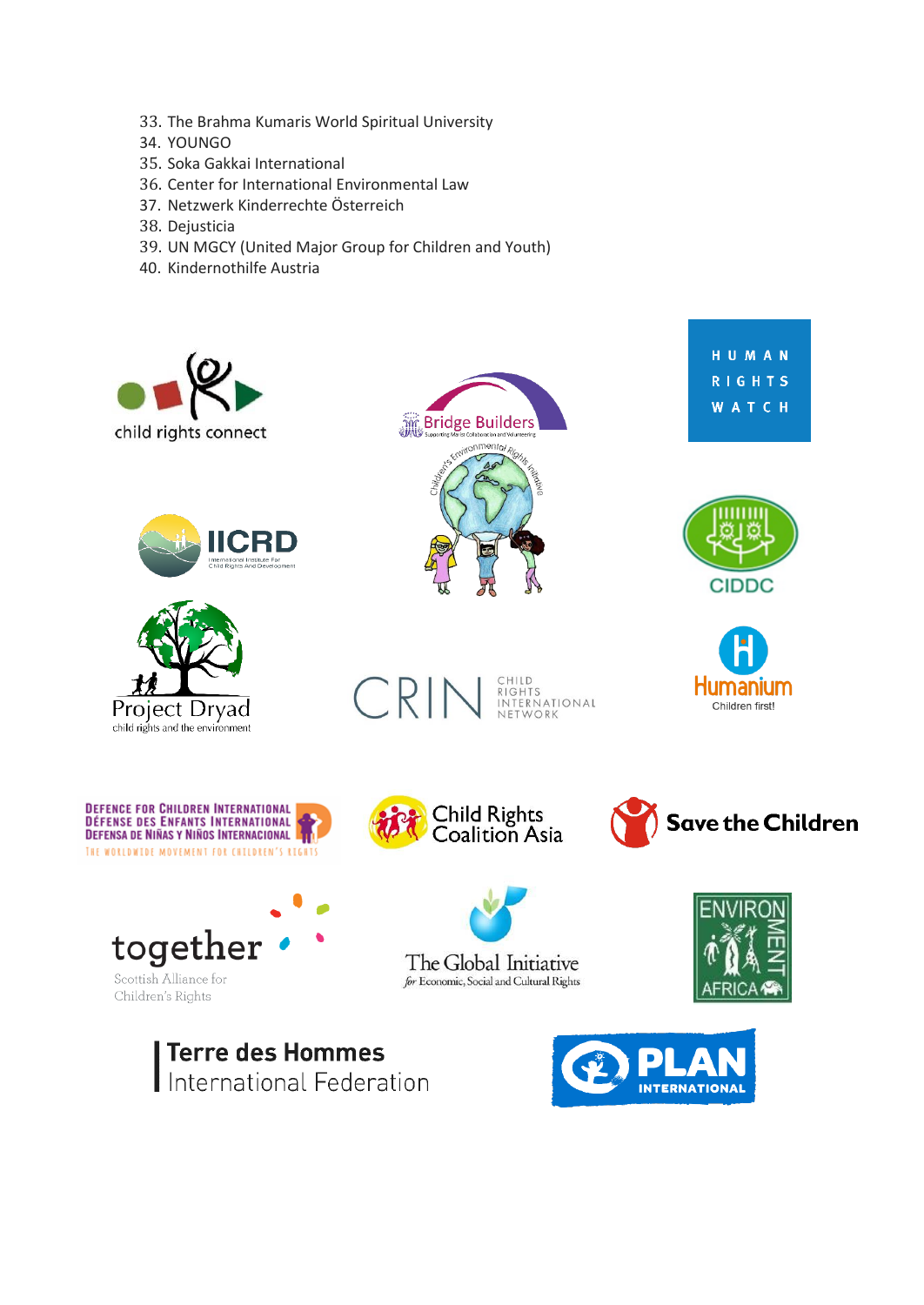33. The Brahma Kumaris World Spiritual University
34. YOUNGO
35. Soka Gakkai International
36. Center for International Environmental Law
37. Netzwerk Kinderrechte Österreich
38. Dejusticia
39. UN MGCY (United Major Group for Children and Youth)
40. Kindernothilfe Austria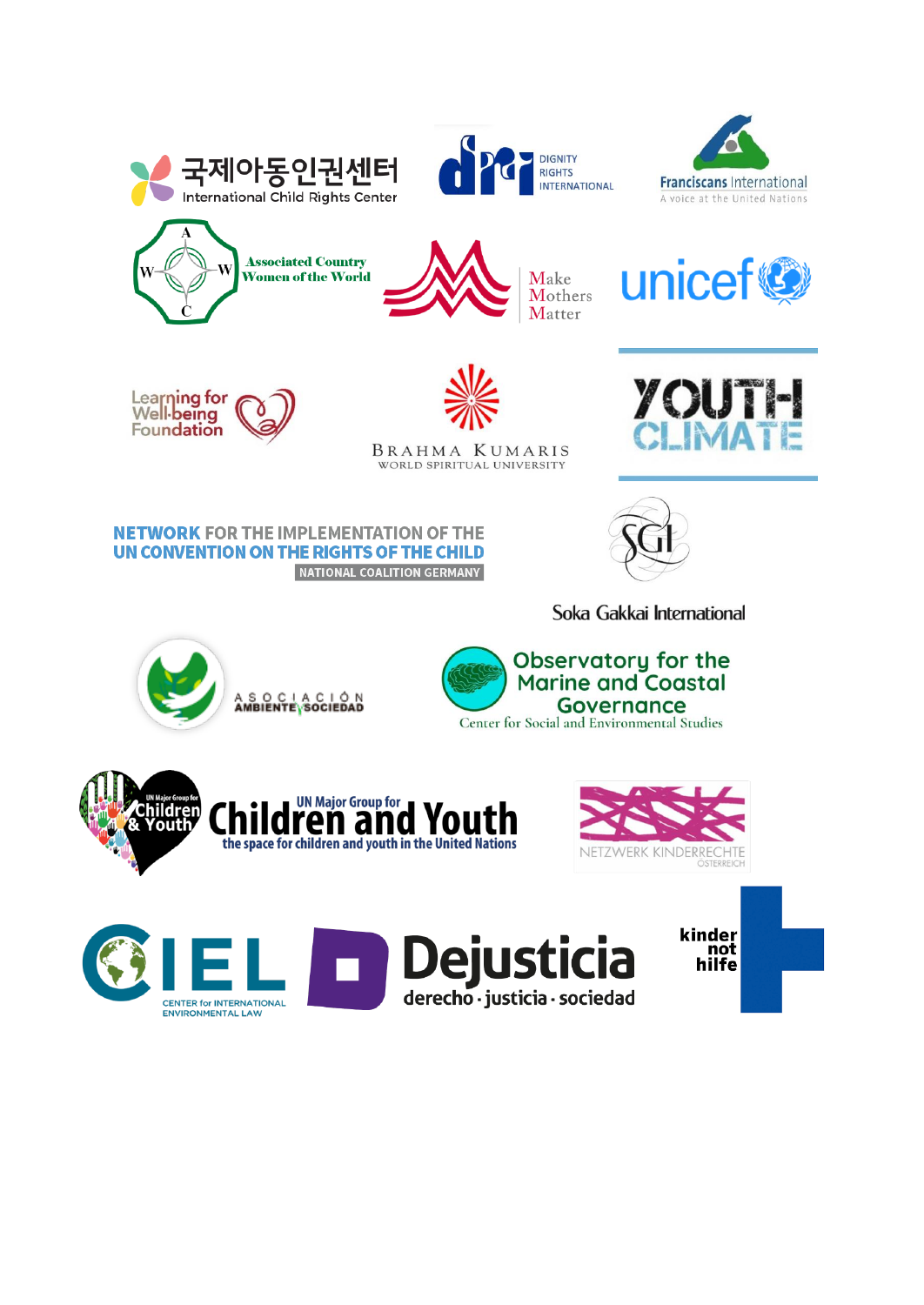국제아동인권센터
International Child Rights Center

DIGNITY RIGHTS INTERNATIONAL

Franciscans International
A voice at the United Nations

Associated Country Women of the World

Make Mothers Matter

unicef

Learning for Well-being Foundation

BRAHMA KUMARIS
WORLD SPIRITUAL UNIVERSITY

YOUTH CLIMATE

NETWORK FOR THE IMPLEMENTATION OF THE UN CONVENTION ON THE RIGHTS OF THE CHILD
NATIONAL COALITION GERMANY

Soka Gakkai International

ASOCIACIÓN AMBIENTE Y SOCIEDAD

Observatory for the Marine and Coastal Governance
Center for Social and Environmental Studies

UN Major Group for Children and Youth
the space for children and youth in the United Nations

NETZWERK KINDERRECHTE ÖSTERREICH

CIEL
CENTER for INTERNATIONAL ENVIRONMENTAL LAW

Dejusticia
derecho · justicia · sociedad

kinder not hilfe